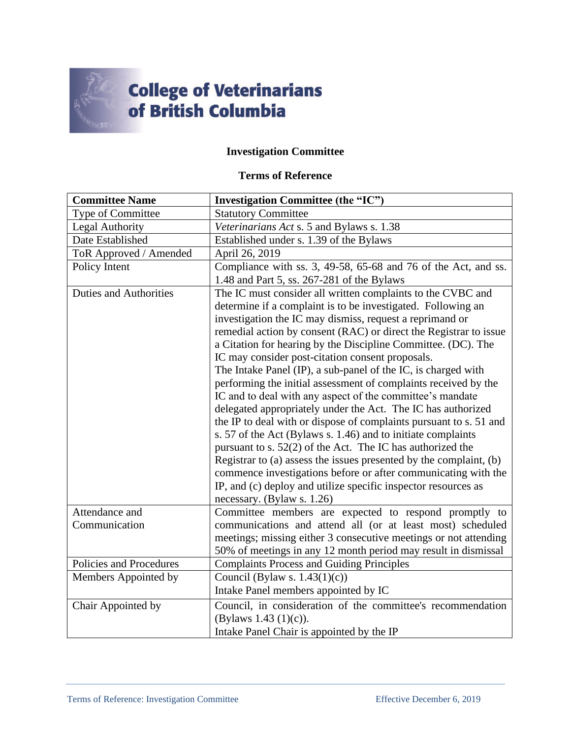College of Veterinarians of British Columbia

## Investigation Committee

## Terms of Reference

| Committee Name | Investigation Committee (the "IC") |
|---|---|
| Type of Committee | Statutory Committee |
| Legal Authority | *Veterinarians Act* s. 5 and Bylaws s. 1.38 |
| Date Established | Established under s. 1.39 of the Bylaws |
| ToR Approved / Amended | April 26, 2019 |
| Policy Intent | Compliance with ss. 3, 49-58, 65-68 and 76 of the Act, and ss. 1.48 and Part 5, ss. 267-281 of the Bylaws |
| Duties and Authorities | The IC must consider all written complaints to the CVBC and determine if a complaint is to be investigated. Following an investigation the IC may dismiss, request a reprimand or remedial action by consent (RAC) or direct the Registrar to issue a Citation for hearing by the Discipline Committee. (DC). The IC may consider post-citation consent proposals.<br>The Intake Panel (IP), a sub-panel of the IC, is charged with performing the initial assessment of complaints received by the IC and to deal with any aspect of the committee's mandate delegated appropriately under the Act. The IC has authorized the IP to deal with or dispose of complaints pursuant to s. 51 and s. 57 of the Act (Bylaws s. 1.46) and to initiate complaints pursuant to s. 52(2) of the Act. The IC has authorized the Registrar to (a) assess the issues presented by the complaint, (b) commence investigations before or after communicating with the IP, and (c) deploy and utilize specific inspector resources as necessary. (Bylaw s. 1.26) |
| Attendance and Communication | Committee members are expected to respond promptly to communications and attend all (or at least most) scheduled meetings; missing either 3 consecutive meetings or not attending 50% of meetings in any 12 month period may result in dismissal |
| Policies and Procedures | Complaints Process and Guiding Principles |
| Members Appointed by | Council (Bylaw s. 1.43(1)(c))<br>Intake Panel members appointed by IC |
| Chair Appointed by | Council, in consideration of the committee's recommendation (Bylaws 1.43 (1)(c)).<br>Intake Panel Chair is appointed by the IP |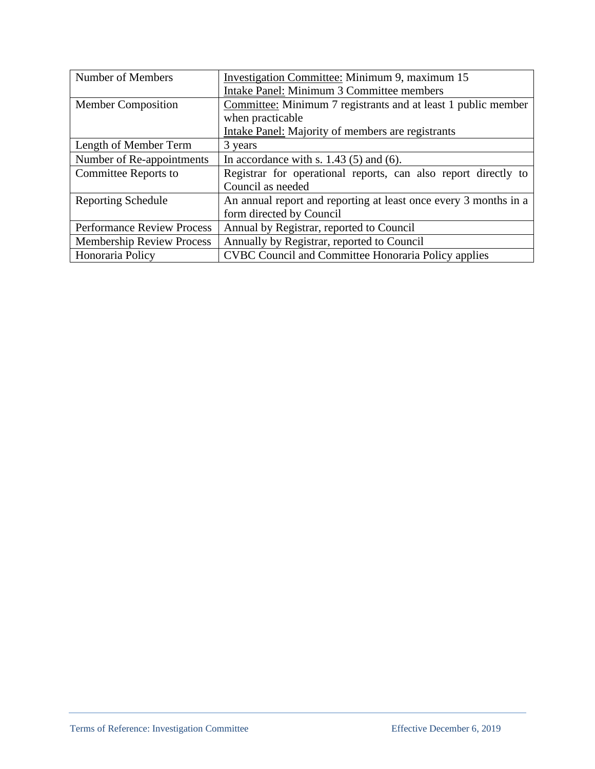| | |
|---|---|
| Number of Members | Investigation Committee: Minimum 9, maximum 15<br>Intake Panel: Minimum 3 Committee members |
| Member Composition | Committee: Minimum 7 registrants and at least 1 public member when practicable<br>Intake Panel: Majority of members are registrants |
| Length of Member Term | 3 years |
| Number of Re-appointments | In accordance with s. 1.43 (5) and (6). |
| Committee Reports to | Registrar for operational reports, can also report directly to Council as needed |
| Reporting Schedule | An annual report and reporting at least once every 3 months in a form directed by Council |
| Performance Review Process | Annual by Registrar, reported to Council |
| Membership Review Process | Annually by Registrar, reported to Council |
| Honoraria Policy | CVBC Council and Committee Honoraria Policy applies |